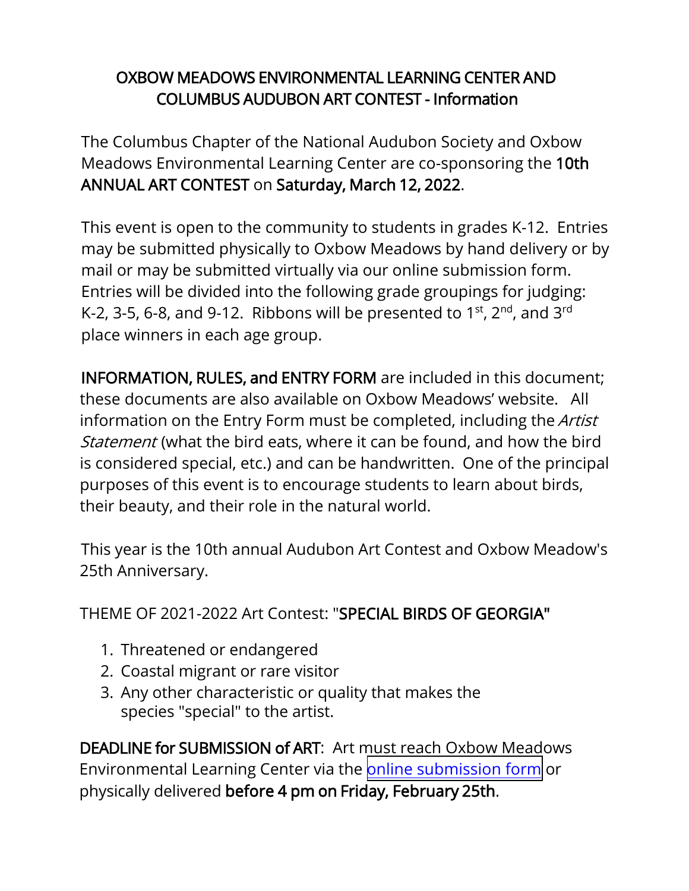# OXBOW MEADOWS ENVIRONMENTAL LEARNING CENTER AND COLUMBUS AUDUBON ART CONTEST - Information

The Columbus Chapter of the National Audubon Society and Oxbow Meadows Environmental Learning Center are co-sponsoring the **10th ANNUAL ART CONTEST** on **Saturday, March 12, 2022**.

This event is open to the community to students in grades K-12. Entries may be submitted physically to Oxbow Meadows by hand delivery or by mail or may be submitted virtually via our online submission form. Entries will be divided into the following grade groupings for judging: K-2, 3-5, 6-8, and 9-12. Ribbons will be presented to 1st, 2nd, and 3rd place winners in each age group.

**INFORMATION, RULES, and ENTRY FORM** are included in this document; these documents are also available on Oxbow Meadows' website. All information on the Entry Form must be completed, including the *Artist Statement* (what the bird eats, where it can be found, and how the bird is considered special, etc.) and can be handwritten. One of the principal purposes of this event is to encourage students to learn about birds, their beauty, and their role in the natural world.

This year is the 10th annual Audubon Art Contest and Oxbow Meadow's 25th Anniversary.

THEME OF 2021-2022 Art Contest: "**SPECIAL BIRDS OF GEORGIA**"

1. Threatened or endangered
2. Coastal migrant or rare visitor
3. Any other characteristic or quality that makes the species "special" to the artist.

**DEADLINE for SUBMISSION of ART**: Art must reach Oxbow Meadows Environmental Learning Center via the online submission form or physically delivered **before 4 pm on Friday, February 25th**.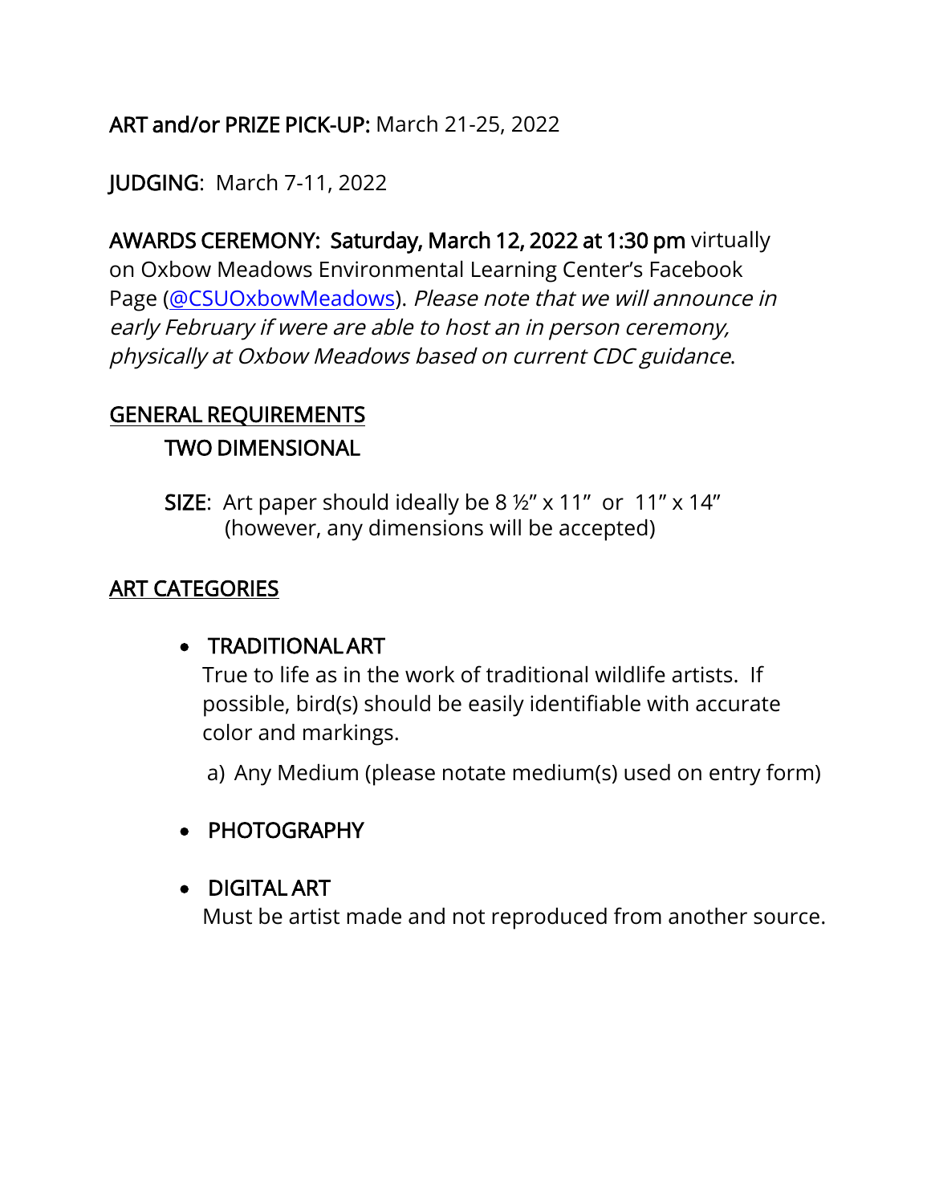**ART and/or PRIZE PICK-UP:** March 21-25, 2022

**JUDGING**: March 7-11, 2022

**AWARDS CEREMONY: Saturday, March 12, 2022 at 1:30 pm** virtually on Oxbow Meadows Environmental Learning Center's Facebook Page (@CSUOxbowMeadows). *Please note that we will announce in early February if were are able to host an in person ceremony, physically at Oxbow Meadows based on current CDC guidance*.

## GENERAL REQUIREMENTS

### TWO DIMENSIONAL

**SIZE**: Art paper should ideally be 8 ½" x 11" or 11" x 14" (however, any dimensions will be accepted)

## ART CATEGORIES

- **TRADITIONAL ART**
  True to life as in the work of traditional wildlife artists. If possible, bird(s) should be easily identifiable with accurate color and markings.
  a) Any Medium (please notate medium(s) used on entry form)
- **PHOTOGRAPHY**
- **DIGITAL ART**
  Must be artist made and not reproduced from another source.